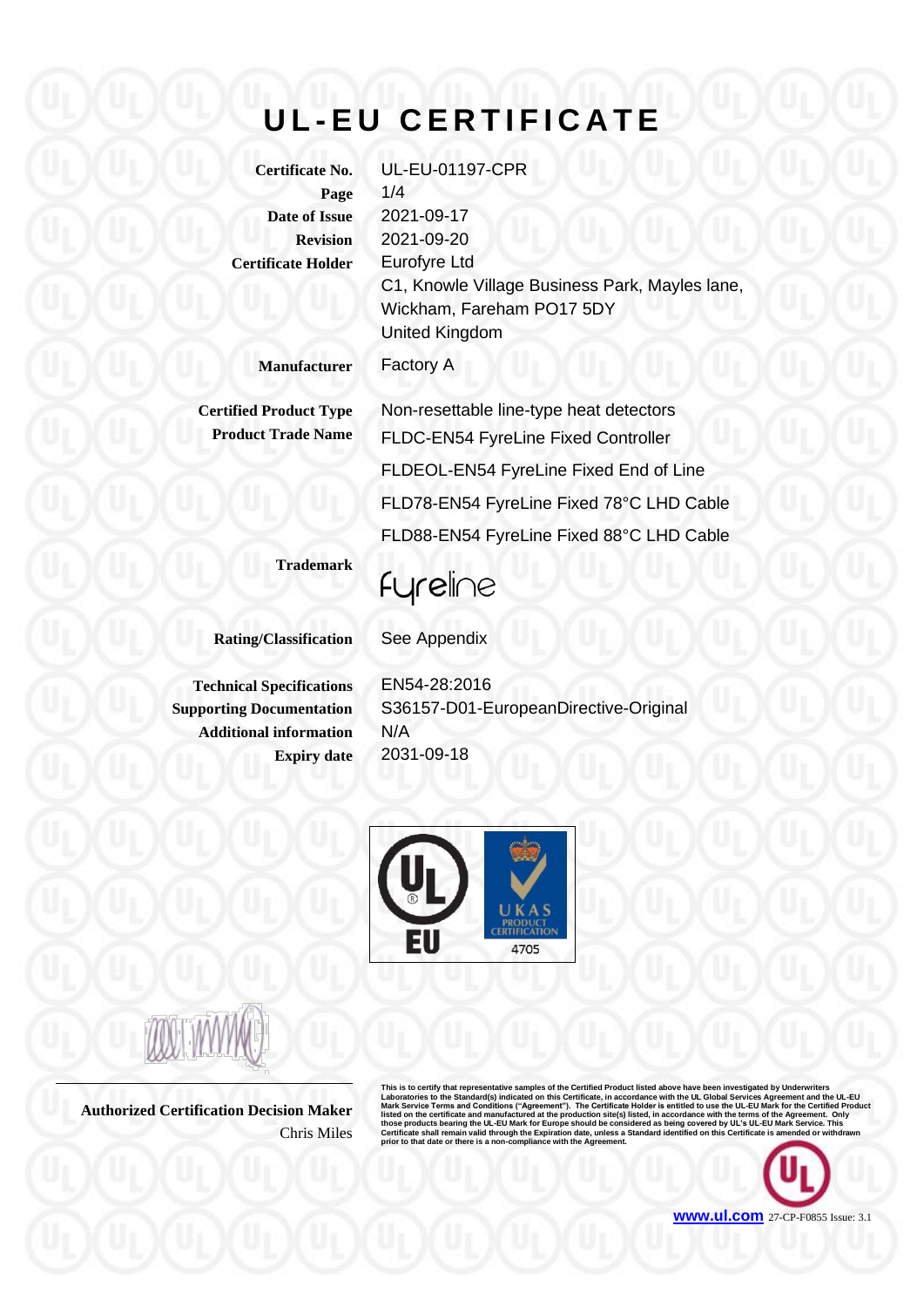# UL-EU CERTIFICATE

| | |
|---|---|
| **Certificate No.** | UL-EU-01197-CPR |
| **Page** | 1/4 |
| **Date of Issue** | 2021-09-17 |
| **Revision** | 2021-09-20 |
| **Certificate Holder** | Eurofyre Ltd<br>C1, Knowle Village Business Park, Mayles lane,<br>Wickham, Fareham PO17 5DY<br>United Kingdom |
| **Manufacturer** | Factory A |
| **Certified Product Type** | Non-resettable line-type heat detectors |
| **Product Trade Name** | FLDC-EN54 FyreLine Fixed Controller<br>FLDEOL-EN54 FyreLine Fixed End of Line<br>FLD78-EN54 FyreLine Fixed 78°C LHD Cable<br>FLD88-EN54 FyreLine Fixed 88°C LHD Cable |
| **Trademark** | Fyreline |
| **Rating/Classification** | See Appendix |
| **Technical Specifications** | EN54-28:2016 |
| **Supporting Documentation** | S36157-D01-EuropeanDirective-Original |
| **Additional information** | N/A |
| **Expiry date** | 2031-09-18 |

UL EU

UKAS PRODUCT CERTIFICATION 4705

**Authorized Certification Decision Maker**
Chris Miles

This is to certify that representative samples of the Certified Product listed above have been investigated by Underwriters Laboratories to the Standard(s) indicated on this Certificate, in accordance with the UL Global Services Agreement and the UL-EU Mark Service Terms and Conditions ("Agreement"). The Certificate Holder is entitled to use the UL-EU Mark for the Certified Product listed on the certificate and manufactured at the production site(s) listed, in accordance with the terms of the Agreement. Only those products bearing the UL-EU Mark for Europe should be considered as being covered by UL's UL-EU Mark Service. This Certificate shall remain valid through the Expiration date, unless a Standard identified on this Certificate is amended or withdrawn prior to that date or there is a non-compliance with the Agreement.

www.ul.com 27-CP-F0855 Issue: 3.1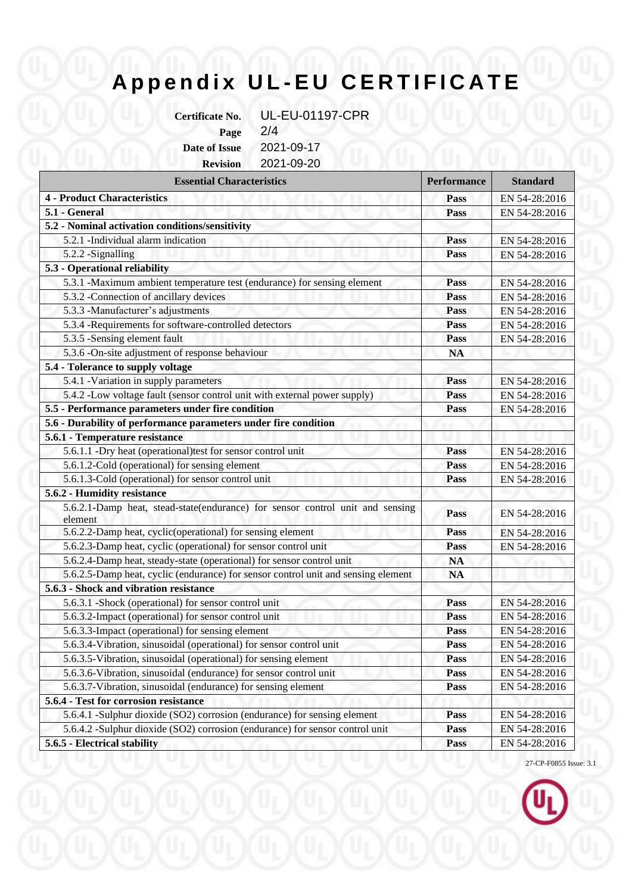# Appendix UL-EU CERTIFICATE

**Certificate No.** UL-EU-01197-CPR
**Page** 2/4
**Date of Issue** 2021-09-17
**Revision** 2021-09-20

| Essential Characteristics | Performance | Standard |
|---|---|---|
| **4 - Product Characteristics** | **Pass** | EN 54-28:2016 |
| **5.1 - General** | **Pass** | EN 54-28:2016 |
| **5.2 - Nominal activation conditions/sensitivity** | | |
| 5.2.1 -Individual alarm indication | **Pass** | EN 54-28:2016 |
| 5.2.2 -Signalling | **Pass** | EN 54-28:2016 |
| **5.3 - Operational reliability** | | |
| 5.3.1 -Maximum ambient temperature test (endurance) for sensing element | **Pass** | EN 54-28:2016 |
| 5.3.2 -Connection of ancillary devices | **Pass** | EN 54-28:2016 |
| 5.3.3 -Manufacturer's adjustments | **Pass** | EN 54-28:2016 |
| 5.3.4 -Requirements for software-controlled detectors | **Pass** | EN 54-28:2016 |
| 5.3.5 -Sensing element fault | **Pass** | EN 54-28:2016 |
| 5.3.6 -On-site adjustment of response behaviour | **NA** | |
| **5.4 - Tolerance to supply voltage** | | |
| 5.4.1 -Variation in supply parameters | **Pass** | EN 54-28:2016 |
| 5.4.2 -Low voltage fault (sensor control unit with external power supply) | **Pass** | EN 54-28:2016 |
| **5.5 - Performance parameters under fire condition** | **Pass** | EN 54-28:2016 |
| **5.6 - Durability of performance parameters under fire condition** | | |
| **5.6.1 - Temperature resistance** | | |
| 5.6.1.1 -Dry heat (operational)test for sensor control unit | **Pass** | EN 54-28:2016 |
| 5.6.1.2-Cold (operational) for sensing element | **Pass** | EN 54-28:2016 |
| 5.6.1.3-Cold (operational) for sensor control unit | **Pass** | EN 54-28:2016 |
| **5.6.2 - Humidity resistance** | | |
| 5.6.2.1-Damp heat, stead-state(endurance) for sensor control unit and sensing element | **Pass** | EN 54-28:2016 |
| 5.6.2.2-Damp heat, cyclic(operational) for sensing element | **Pass** | EN 54-28:2016 |
| 5.6.2.3-Damp heat, cyclic (operational) for sensor control unit | **Pass** | EN 54-28:2016 |
| 5.6.2.4-Damp heat, steady-state (operational) for sensor control unit | **NA** | |
| 5.6.2.5-Damp heat, cyclic (endurance) for sensor control unit and sensing element | **NA** | |
| **5.6.3 - Shock and vibration resistance** | | |
| 5.6.3.1 -Shock (operational) for sensor control unit | **Pass** | EN 54-28:2016 |
| 5.6.3.2-Impact (operational) for sensor control unit | **Pass** | EN 54-28:2016 |
| 5.6.3.3-Impact (operational) for sensing element | **Pass** | EN 54-28:2016 |
| 5.6.3.4-Vibration, sinusoidal (operational) for sensor control unit | **Pass** | EN 54-28:2016 |
| 5.6.3.5-Vibration, sinusoidal (operational) for sensing element | **Pass** | EN 54-28:2016 |
| 5.6.3.6-Vibration, sinusoidal (endurance) for sensor control unit | **Pass** | EN 54-28:2016 |
| 5.6.3.7-Vibration, sinusoidal (endurance) for sensing element | **Pass** | EN 54-28:2016 |
| **5.6.4 - Test for corrosion resistance** | | |
| 5.6.4.1 -Sulphur dioxide ($SO_2$) corrosion (endurance) for sensing element | **Pass** | EN 54-28:2016 |
| 5.6.4.2 -Sulphur dioxide ($SO_2$) corrosion (endurance) for sensor control unit | **Pass** | EN 54-28:2016 |
| **5.6.5 - Electrical stability** | **Pass** | EN 54-28:2016 |

27-CP-F0855 Issue: 3.1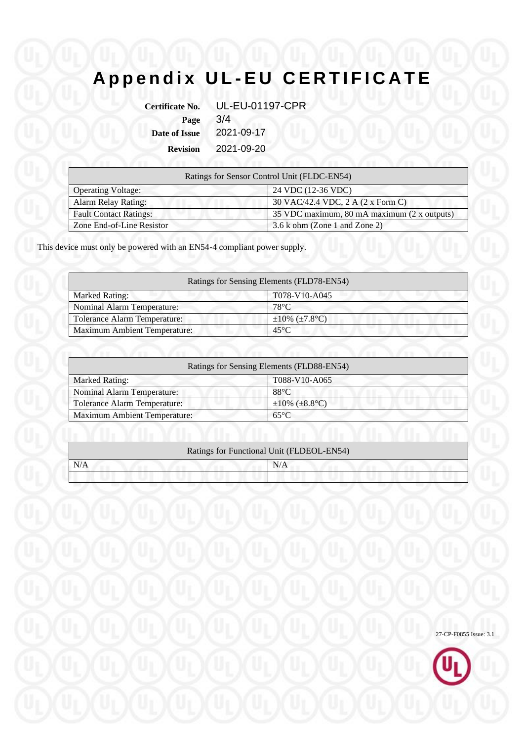# Appendix UL-EU CERTIFICATE

**Certificate No.** UL-EU-01197-CPR
**Page** 3/4
**Date of Issue** 2021-09-17
**Revision** 2021-09-20

| Ratings for Sensor Control Unit (FLDC-EN54) | |
|---|---|
| Operating Voltage: | 24 VDC (12-36 VDC) |
| Alarm Relay Rating: | 30 VAC/42.4 VDC, 2 A (2 x Form C) |
| Fault Contact Ratings: | 35 VDC maximum, 80 mA maximum (2 x outputs) |
| Zone End-of-Line Resistor | 3.6 k ohm (Zone 1 and Zone 2) |

This device must only be powered with an EN54-4 compliant power supply.

| Ratings for Sensing Elements (FLD78-EN54) | |
|---|---|
| Marked Rating: | T078-V10-A045 |
| Nominal Alarm Temperature: | 78°C |
| Tolerance Alarm Temperature: | ±10% (±7.8°C) |
| Maximum Ambient Temperature: | 45°C |

| Ratings for Sensing Elements (FLD88-EN54) | |
|---|---|
| Marked Rating: | T088-V10-A065 |
| Nominal Alarm Temperature: | 88°C |
| Tolerance Alarm Temperature: | ±10% (±8.8°C) |
| Maximum Ambient Temperature: | 65°C |

| Ratings for Functional Unit (FLDEOL-EN54) | |
|---|---|
| N/A | N/A |
| | |

27-CP-F0855 Issue: 3.1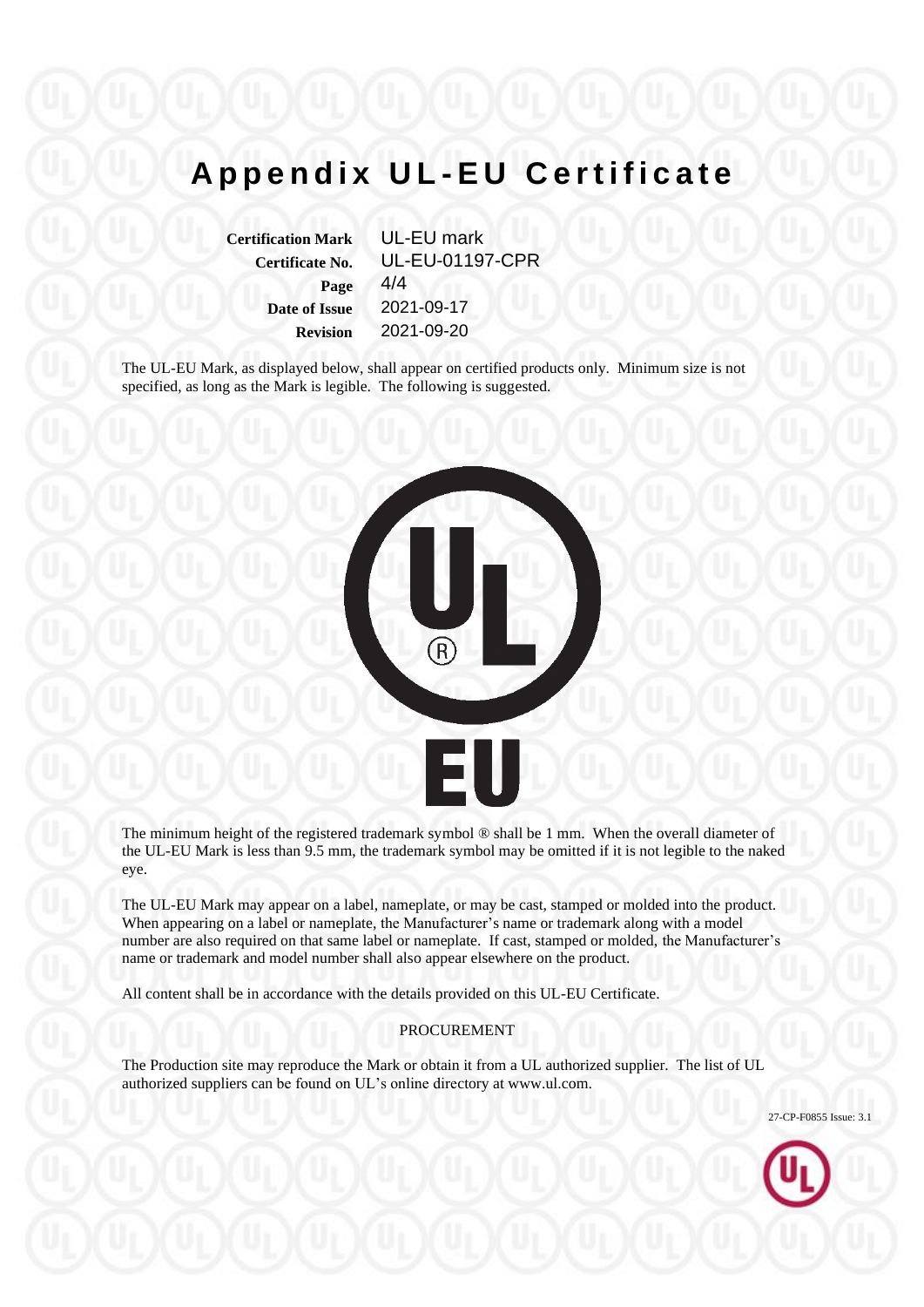# Appendix UL-EU Certificate

| | |
|---|---|
| **Certification Mark** | UL-EU mark |
| **Certificate No.** | UL-EU-01197-CPR |
| **Page** | 4/4 |
| **Date of Issue** | 2021-09-17 |
| **Revision** | 2021-09-20 |

The UL-EU Mark, as displayed below, shall appear on certified products only. Minimum size is not specified, as long as the Mark is legible. The following is suggested.

The minimum height of the registered trademark symbol ® shall be 1 mm. When the overall diameter of the UL-EU Mark is less than 9.5 mm, the trademark symbol may be omitted if it is not legible to the naked eye.

The UL-EU Mark may appear on a label, nameplate, or may be cast, stamped or molded into the product. When appearing on a label or nameplate, the Manufacturer's name or trademark along with a model number are also required on that same label or nameplate. If cast, stamped or molded, the Manufacturer's name or trademark and model number shall also appear elsewhere on the product.

All content shall be in accordance with the details provided on this UL-EU Certificate.

PROCUREMENT

The Production site may reproduce the Mark or obtain it from a UL authorized supplier. The list of UL authorized suppliers can be found on UL's online directory at www.ul.com.

27-CP-F0855 Issue: 3.1